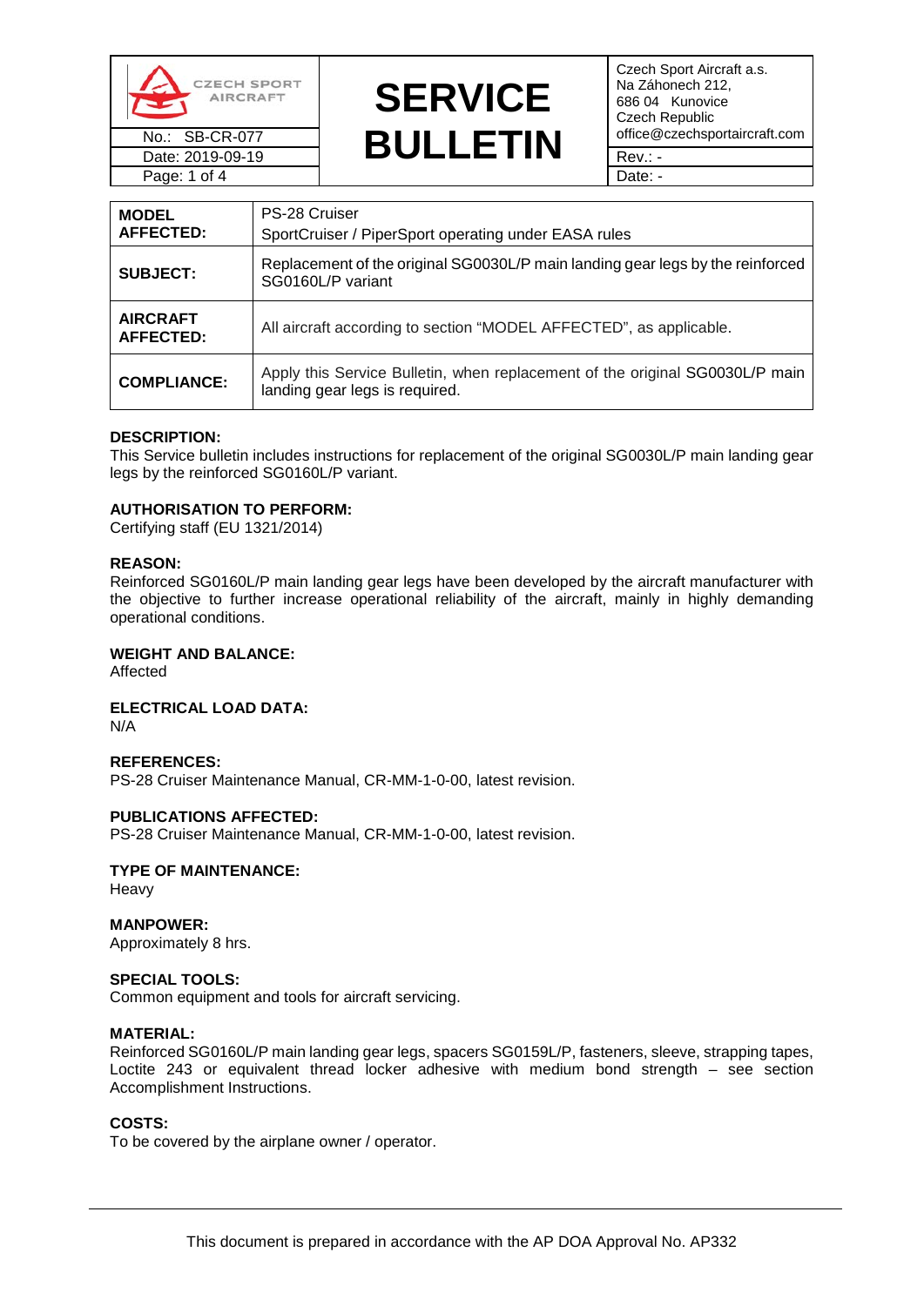| CZECH SPORT AIRCRAFT | SERVICE BULLETIN | Czech Sport Aircraft a.s. Na Záhonech 212, 686 04 Kunovice Czech Republic office@czechsportaircraft.com |
|---|---|---|
| No.: SB-CR-077 | | Rev.: - |
| Date: 2019-09-19 | | Date: - |

| | |
|---|---|
| **MODEL AFFECTED:** | PS-28 Cruiser<br>SportCruiser / PiperSport operating under EASA rules |
| **SUBJECT:** | Replacement of the original SG0030L/P main landing gear legs by the reinforced SG0160L/P variant |
| **AIRCRAFT AFFECTED:** | All aircraft according to section "MODEL AFFECTED", as applicable. |
| **COMPLIANCE:** | Apply this Service Bulletin, when replacement of the original SG0030L/P main landing gear legs is required. |

**DESCRIPTION:**
This Service bulletin includes instructions for replacement of the original SG0030L/P main landing gear legs by the reinforced SG0160L/P variant.

**AUTHORISATION TO PERFORM:**
Certifying staff (EU 1321/2014)

**REASON:**
Reinforced SG0160L/P main landing gear legs have been developed by the aircraft manufacturer with the objective to further increase operational reliability of the aircraft, mainly in highly demanding operational conditions.

**WEIGHT AND BALANCE:**
Affected

**ELECTRICAL LOAD DATA:**
N/A

**REFERENCES:**
PS-28 Cruiser Maintenance Manual, CR-MM-1-0-00, latest revision.

**PUBLICATIONS AFFECTED:**
PS-28 Cruiser Maintenance Manual, CR-MM-1-0-00, latest revision.

**TYPE OF MAINTENANCE:**
Heavy

**MANPOWER:**
Approximately 8 hrs.

**SPECIAL TOOLS:**
Common equipment and tools for aircraft servicing.

**MATERIAL:**
Reinforced SG0160L/P main landing gear legs, spacers SG0159L/P, fasteners, sleeve, strapping tapes, Loctite 243 or equivalent thread locker adhesive with medium bond strength – see section Accomplishment Instructions.

**COSTS:**
To be covered by the airplane owner / operator.

This document is prepared in accordance with the AP DOA Approval No. AP332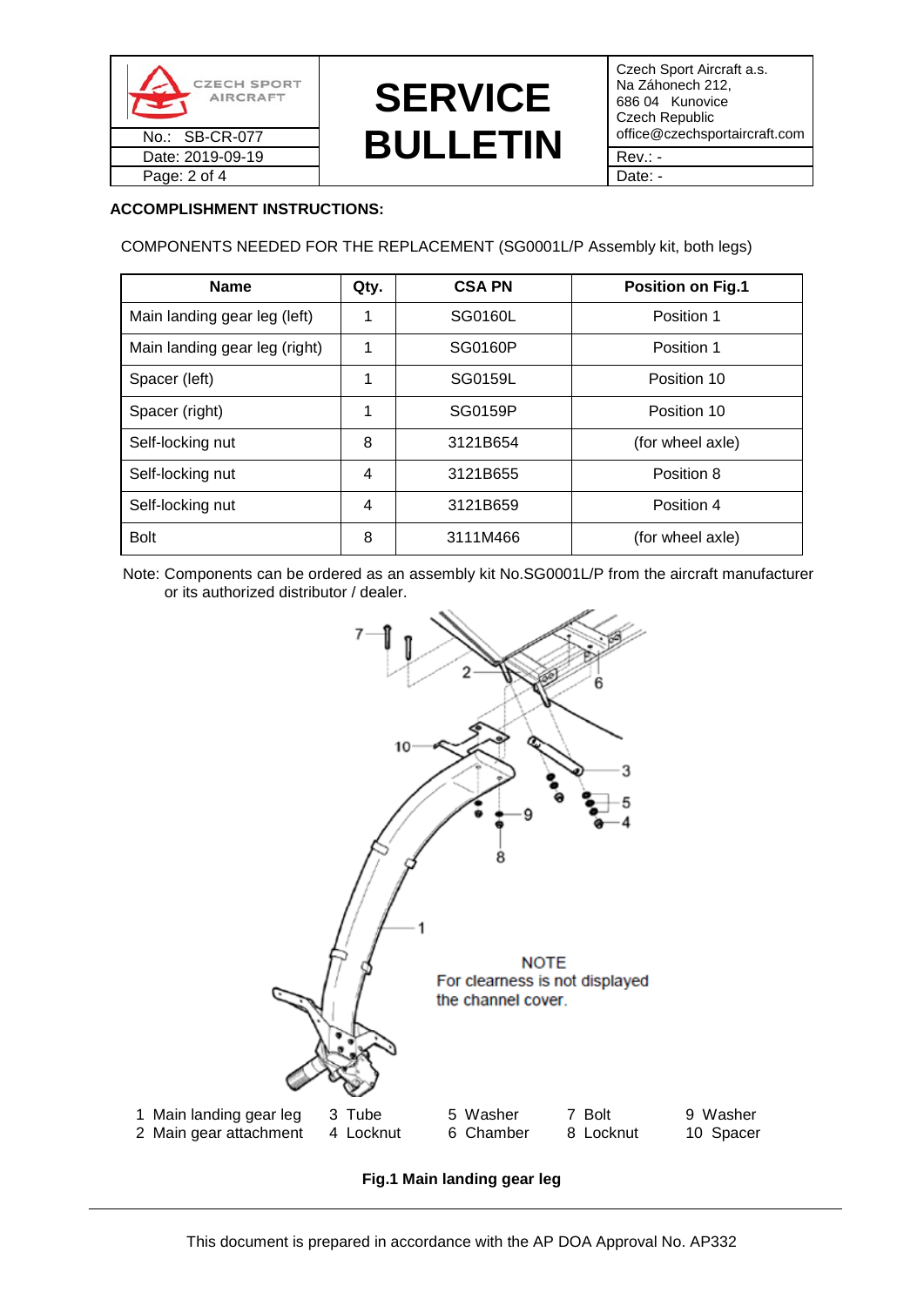**ACCOMPLISHMENT INSTRUCTIONS:**

COMPONENTS NEEDED FOR THE REPLACEMENT (SG0001L/P Assembly kit, both legs)

| Name | Qty. | CSA PN | Position on Fig.1 |
|---|---|---|---|
| Main landing gear leg (left) | 1 | SG0160L | Position 1 |
| Main landing gear leg (right) | 1 | SG0160P | Position 1 |
| Spacer (left) | 1 | SG0159L | Position 10 |
| Spacer (right) | 1 | SG0159P | Position 10 |
| Self-locking nut | 8 | 3121B654 | (for wheel axle) |
| Self-locking nut | 4 | 3121B655 | Position 8 |
| Self-locking nut | 4 | 3121B659 | Position 4 |
| Bolt | 8 | 3111M466 | (for wheel axle) |

Note: Components can be ordered as an assembly kit No.SG0001L/P from the aircraft manufacturer or its authorized distributor / dealer.

NOTE
For clearness is not displayed the channel cover.

1 Main landing gear leg
2 Main gear attachment
3 Tube
4 Locknut
5 Washer
6 Chamber
7 Bolt
8 Locknut
9 Washer
10 Spacer

**Fig.1 Main landing gear leg**

This document is prepared in accordance with the AP DOA Approval No. AP332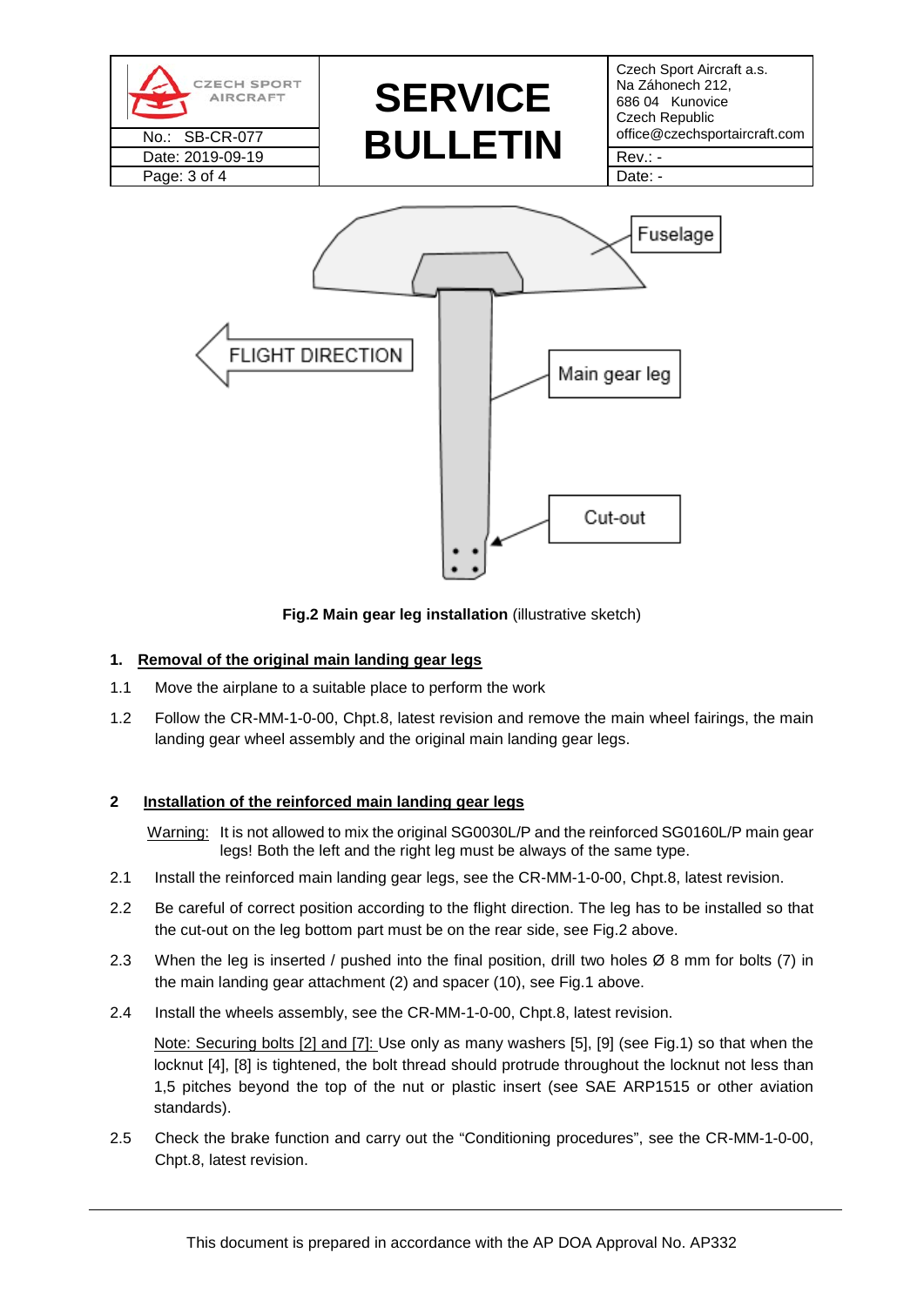**Fig.2 Main gear leg installation** (illustrative sketch)

## 1. Removal of the original main landing gear legs

1.1 Move the airplane to a suitable place to perform the work

1.2 Follow the CR-MM-1-0-00, Chpt.8, latest revision and remove the main wheel fairings, the main landing gear wheel assembly and the original main landing gear legs.

## 2 Installation of the reinforced main landing gear legs

Warning: It is not allowed to mix the original SG0030L/P and the reinforced SG0160L/P main gear legs! Both the left and the right leg must be always of the same type.

2.1 Install the reinforced main landing gear legs, see the CR-MM-1-0-00, Chpt.8, latest revision.

2.2 Be careful of correct position according to the flight direction. The leg has to be installed so that the cut-out on the leg bottom part must be on the rear side, see Fig.2 above.

2.3 When the leg is inserted / pushed into the final position, drill two holes Ø 8 mm for bolts (7) in the main landing gear attachment (2) and spacer (10), see Fig.1 above.

2.4 Install the wheels assembly, see the CR-MM-1-0-00, Chpt.8, latest revision.

Note: Securing bolts [2] and [7]: Use only as many washers [5], [9] (see Fig.1) so that when the locknut [4], [8] is tightened, the bolt thread should protrude throughout the locknut not less than 1,5 pitches beyond the top of the nut or plastic insert (see SAE ARP1515 or other aviation standards).

2.5 Check the brake function and carry out the "Conditioning procedures", see the CR-MM-1-0-00, Chpt.8, latest revision.

This document is prepared in accordance with the AP DOA Approval No. AP332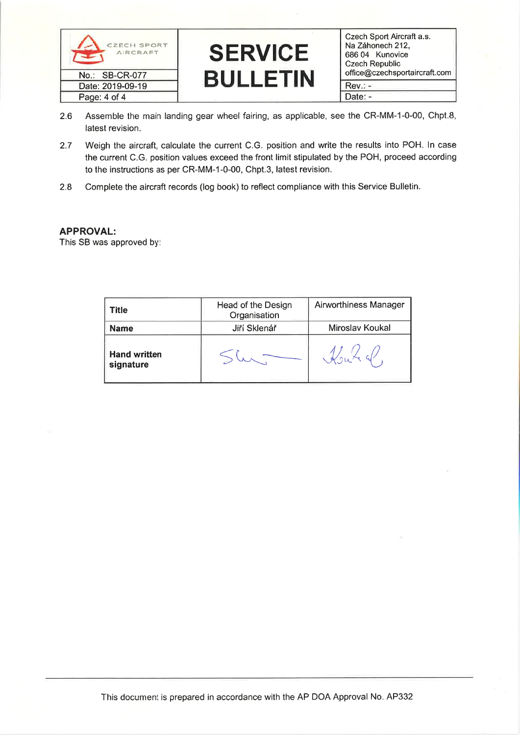2.6 Assemble the main landing gear wheel fairing, as applicable, see the CR-MM-1-0-00, Chpt.8, latest revision.

2.7 Weigh the aircraft, calculate the current C.G. position and write the results into POH. In case the current C.G. position values exceed the front limit stipulated by the POH, proceed according to the instructions as per CR-MM-1-0-00, Chpt.3, latest revision.

2.8 Complete the aircraft records (log book) to reflect compliance with this Service Bulletin.

**APPROVAL:**
This SB was approved by:

| **Title** | Head of the Design Organisation | Airworthiness Manager |
| --- | --- | --- |
| **Name** | Jiří Sklenář | Miroslav Koukal |
| **Hand written signature** | | |

This document is prepared in accordance with the AP DOA Approval No. AP332